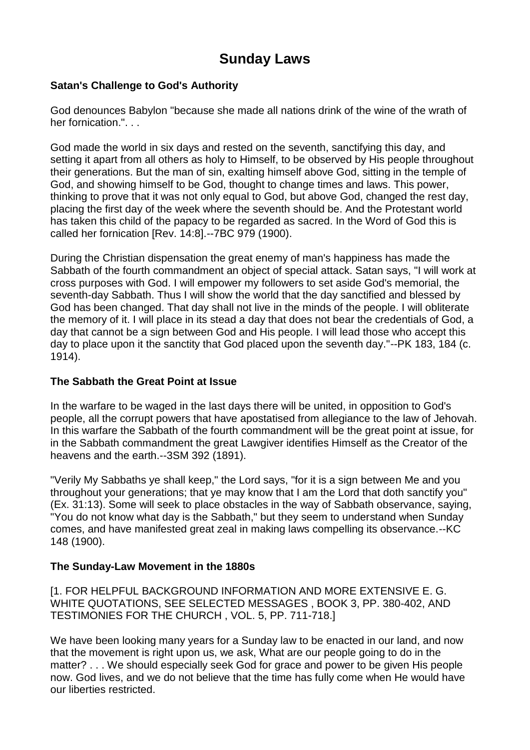# Sunday Laws

### Satan's Challenge to God's Authority

God denounces Babylon "because she made all nations drink of the wine of the wrath of her fornication.". . .

God made the world in six days and rested on the seventh, sanctifying this day, and setting it apart from all others as holy to Himself, to be observed by His people throughout their generations. But the man of sin, exalting himself above God, sitting in the temple of God, and showing himself to be God, thought to change times and laws. This power, thinking to prove that it was not only equal to God, but above God, changed the rest day, placing the first day of the week where the seventh should be. And the Protestant world has taken this child of the papacy to be regarded as sacred. In the Word of God this is called her fornication [Rev. 14:8].--7BC 979 (1900).

During the Christian dispensation the great enemy of man's happiness has made the Sabbath of the fourth commandment an object of special attack. Satan says, "I will work at cross purposes with God. I will empower my followers to set aside God's memorial, the seventh-day Sabbath. Thus I will show the world that the day sanctified and blessed by God has been changed. That day shall not live in the minds of the people. I will obliterate the memory of it. I will place in its stead a day that does not bear the credentials of God, a day that cannot be a sign between God and His people. I will lead those who accept this day to place upon it the sanctity that God placed upon the seventh day."--PK 183, 184 (c. 1914).

### The Sabbath the Great Point at Issue

In the warfare to be waged in the last days there will be united, in opposition to God's people, all the corrupt powers that have apostatised from allegiance to the law of Jehovah. In this warfare the Sabbath of the fourth commandment will be the great point at issue, for in the Sabbath commandment the great Lawgiver identifies Himself as the Creator of the heavens and the earth.--3SM 392 (1891).

"Verily My Sabbaths ye shall keep," the Lord says, "for it is a sign between Me and you throughout your generations; that ye may know that I am the Lord that doth sanctify you" (Ex. 31:13). Some will seek to place obstacles in the way of Sabbath observance, saying, "You do not know what day is the Sabbath," but they seem to understand when Sunday comes, and have manifested great zeal in making laws compelling its observance.--KC 148 (1900).

### The Sunday-Law Movement in the 1880s

[1. FOR HELPFUL BACKGROUND INFORMATION AND MORE EXTENSIVE E. G. WHITE QUOTATIONS, SEE SELECTED MESSAGES , BOOK 3, PP. 380-402, AND TESTIMONIES FOR THE CHURCH , VOL. 5, PP. 711-718.]

We have been looking many years for a Sunday law to be enacted in our land, and now that the movement is right upon us, we ask, What are our people going to do in the matter? . . . We should especially seek God for grace and power to be given His people now. God lives, and we do not believe that the time has fully come when He would have our liberties restricted.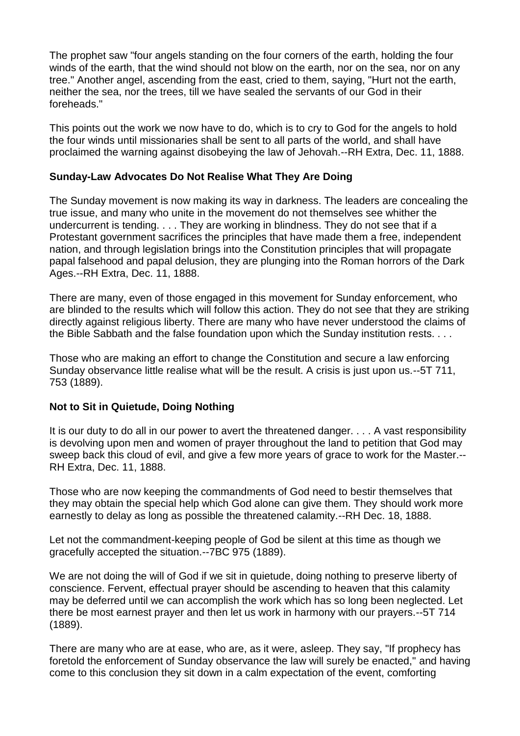The prophet saw "four angels standing on the four corners of the earth, holding the four winds of the earth, that the wind should not blow on the earth, nor on the sea, nor on any tree." Another angel, ascending from the east, cried to them, saying, "Hurt not the earth, neither the sea, nor the trees, till we have sealed the servants of our God in their foreheads."

This points out the work we now have to do, which is to cry to God for the angels to hold the four winds until missionaries shall be sent to all parts of the world, and shall have proclaimed the warning against disobeying the law of Jehovah.--RH Extra, Dec. 11, 1888.

**Sunday-Law Advocates Do Not Realise What They Are Doing**

The Sunday movement is now making its way in darkness. The leaders are concealing the true issue, and many who unite in the movement do not themselves see whither the undercurrent is tending. . . . They are working in blindness. They do not see that if a Protestant government sacrifices the principles that have made them a free, independent nation, and through legislation brings into the Constitution principles that will propagate papal falsehood and papal delusion, they are plunging into the Roman horrors of the Dark Ages.--RH Extra, Dec. 11, 1888.

There are many, even of those engaged in this movement for Sunday enforcement, who are blinded to the results which will follow this action. They do not see that they are striking directly against religious liberty. There are many who have never understood the claims of the Bible Sabbath and the false foundation upon which the Sunday institution rests. . . .

Those who are making an effort to change the Constitution and secure a law enforcing Sunday observance little realise what will be the result. A crisis is just upon us.--5T 711, 753 (1889).

**Not to Sit in Quietude, Doing Nothing**

It is our duty to do all in our power to avert the threatened danger. . . . A vast responsibility is devolving upon men and women of prayer throughout the land to petition that God may sweep back this cloud of evil, and give a few more years of grace to work for the Master.--RH Extra, Dec. 11, 1888.

Those who are now keeping the commandments of God need to bestir themselves that they may obtain the special help which God alone can give them. They should work more earnestly to delay as long as possible the threatened calamity.--RH Dec. 18, 1888.

Let not the commandment-keeping people of God be silent at this time as though we gracefully accepted the situation.--7BC 975 (1889).

We are not doing the will of God if we sit in quietude, doing nothing to preserve liberty of conscience. Fervent, effectual prayer should be ascending to heaven that this calamity may be deferred until we can accomplish the work which has so long been neglected. Let there be most earnest prayer and then let us work in harmony with our prayers.--5T 714 (1889).

There are many who are at ease, who are, as it were, asleep. They say, "If prophecy has foretold the enforcement of Sunday observance the law will surely be enacted," and having come to this conclusion they sit down in a calm expectation of the event, comforting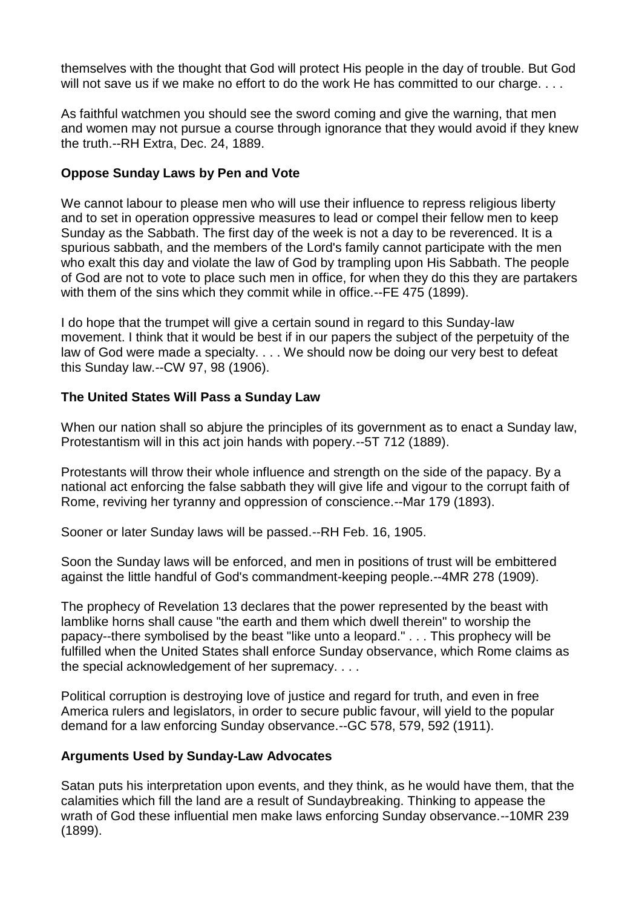themselves with the thought that God will protect His people in the day of trouble. But God will not save us if we make no effort to do the work He has committed to our charge. . . .

As faithful watchmen you should see the sword coming and give the warning, that men and women may not pursue a course through ignorance that they would avoid if they knew the truth.--RH Extra, Dec. 24, 1889.

**Oppose Sunday Laws by Pen and Vote**

We cannot labour to please men who will use their influence to repress religious liberty and to set in operation oppressive measures to lead or compel their fellow men to keep Sunday as the Sabbath. The first day of the week is not a day to be reverenced. It is a spurious sabbath, and the members of the Lord's family cannot participate with the men who exalt this day and violate the law of God by trampling upon His Sabbath. The people of God are not to vote to place such men in office, for when they do this they are partakers with them of the sins which they commit while in office.--FE 475 (1899).

I do hope that the trumpet will give a certain sound in regard to this Sunday-law movement. I think that it would be best if in our papers the subject of the perpetuity of the law of God were made a specialty. . . . We should now be doing our very best to defeat this Sunday law.--CW 97, 98 (1906).

**The United States Will Pass a Sunday Law**

When our nation shall so abjure the principles of its government as to enact a Sunday law, Protestantism will in this act join hands with popery.--5T 712 (1889).

Protestants will throw their whole influence and strength on the side of the papacy. By a national act enforcing the false sabbath they will give life and vigour to the corrupt faith of Rome, reviving her tyranny and oppression of conscience.--Mar 179 (1893).

Sooner or later Sunday laws will be passed.--RH Feb. 16, 1905.

Soon the Sunday laws will be enforced, and men in positions of trust will be embittered against the little handful of God's commandment-keeping people.--4MR 278 (1909).

The prophecy of Revelation 13 declares that the power represented by the beast with lamblike horns shall cause "the earth and them which dwell therein" to worship the papacy--there symbolised by the beast "like unto a leopard." . . . This prophecy will be fulfilled when the United States shall enforce Sunday observance, which Rome claims as the special acknowledgement of her supremacy. . . .

Political corruption is destroying love of justice and regard for truth, and even in free America rulers and legislators, in order to secure public favour, will yield to the popular demand for a law enforcing Sunday observance.--GC 578, 579, 592 (1911).

**Arguments Used by Sunday-Law Advocates**

Satan puts his interpretation upon events, and they think, as he would have them, that the calamities which fill the land are a result of Sundaybreaking. Thinking to appease the wrath of God these influential men make laws enforcing Sunday observance.--10MR 239 (1899).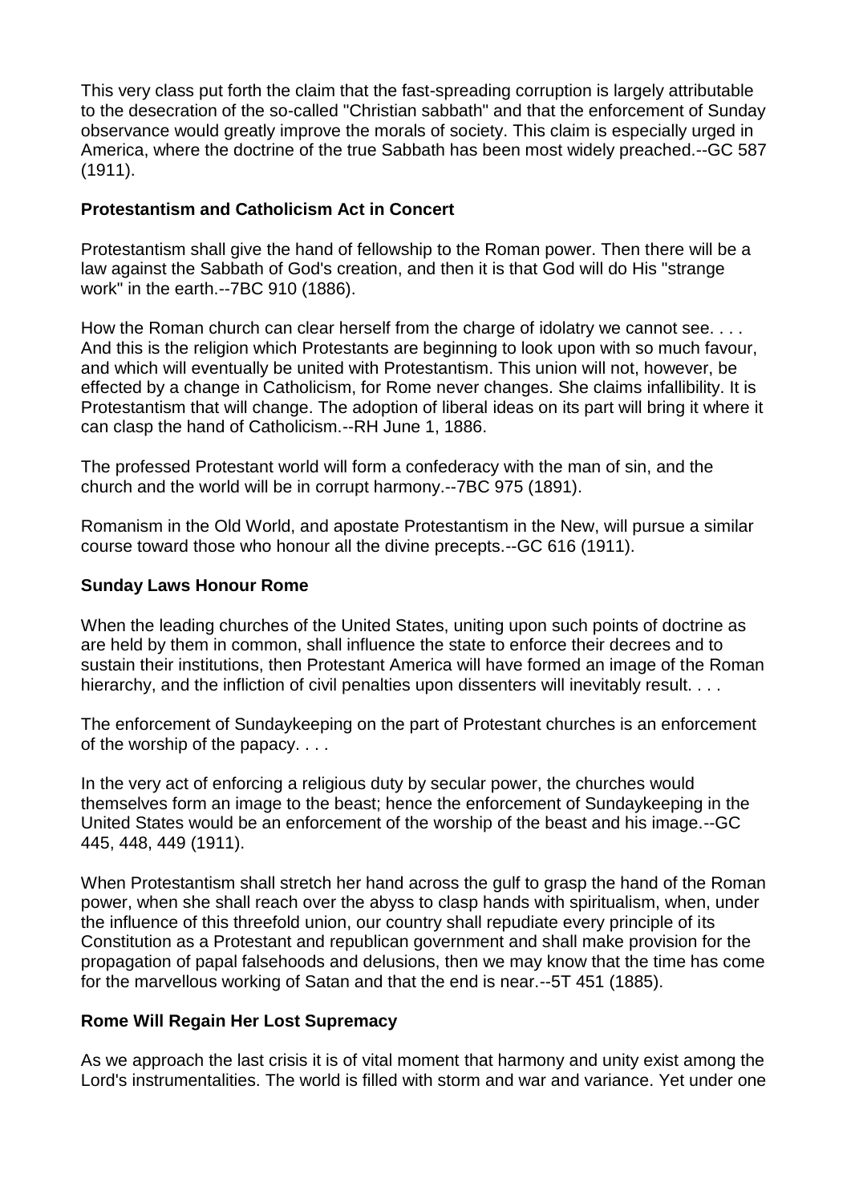This very class put forth the claim that the fast-spreading corruption is largely attributable to the desecration of the so-called "Christian sabbath" and that the enforcement of Sunday observance would greatly improve the morals of society. This claim is especially urged in America, where the doctrine of the true Sabbath has been most widely preached.--GC 587 (1911).

### Protestantism and Catholicism Act in Concert

Protestantism shall give the hand of fellowship to the Roman power. Then there will be a law against the Sabbath of God's creation, and then it is that God will do His "strange work" in the earth.--7BC 910 (1886).

How the Roman church can clear herself from the charge of idolatry we cannot see. . . . And this is the religion which Protestants are beginning to look upon with so much favour, and which will eventually be united with Protestantism. This union will not, however, be effected by a change in Catholicism, for Rome never changes. She claims infallibility. It is Protestantism that will change. The adoption of liberal ideas on its part will bring it where it can clasp the hand of Catholicism.--RH June 1, 1886.

The professed Protestant world will form a confederacy with the man of sin, and the church and the world will be in corrupt harmony.--7BC 975 (1891).

Romanism in the Old World, and apostate Protestantism in the New, will pursue a similar course toward those who honour all the divine precepts.--GC 616 (1911).

### Sunday Laws Honour Rome

When the leading churches of the United States, uniting upon such points of doctrine as are held by them in common, shall influence the state to enforce their decrees and to sustain their institutions, then Protestant America will have formed an image of the Roman hierarchy, and the infliction of civil penalties upon dissenters will inevitably result. . . .

The enforcement of Sundaykeeping on the part of Protestant churches is an enforcement of the worship of the papacy. . . .

In the very act of enforcing a religious duty by secular power, the churches would themselves form an image to the beast; hence the enforcement of Sundaykeeping in the United States would be an enforcement of the worship of the beast and his image.--GC 445, 448, 449 (1911).

When Protestantism shall stretch her hand across the gulf to grasp the hand of the Roman power, when she shall reach over the abyss to clasp hands with spiritualism, when, under the influence of this threefold union, our country shall repudiate every principle of its Constitution as a Protestant and republican government and shall make provision for the propagation of papal falsehoods and delusions, then we may know that the time has come for the marvellous working of Satan and that the end is near.--5T 451 (1885).

### Rome Will Regain Her Lost Supremacy

As we approach the last crisis it is of vital moment that harmony and unity exist among the Lord's instrumentalities. The world is filled with storm and war and variance. Yet under one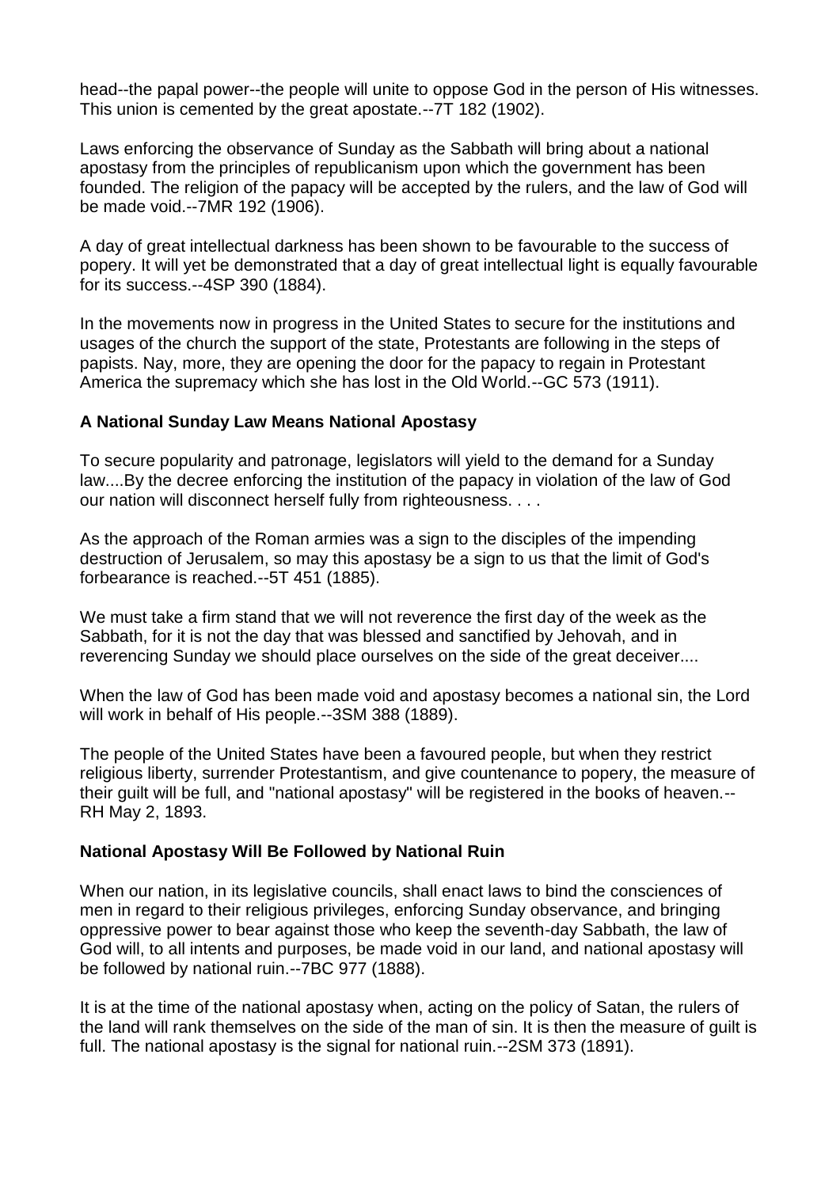head--the papal power--the people will unite to oppose God in the person of His witnesses. This union is cemented by the great apostate.--7T 182 (1902).

Laws enforcing the observance of Sunday as the Sabbath will bring about a national apostasy from the principles of republicanism upon which the government has been founded. The religion of the papacy will be accepted by the rulers, and the law of God will be made void.--7MR 192 (1906).

A day of great intellectual darkness has been shown to be favourable to the success of popery. It will yet be demonstrated that a day of great intellectual light is equally favourable for its success.--4SP 390 (1884).

In the movements now in progress in the United States to secure for the institutions and usages of the church the support of the state, Protestants are following in the steps of papists. Nay, more, they are opening the door for the papacy to regain in Protestant America the supremacy which she has lost in the Old World.--GC 573 (1911).

**A National Sunday Law Means National Apostasy**

To secure popularity and patronage, legislators will yield to the demand for a Sunday law....By the decree enforcing the institution of the papacy in violation of the law of God our nation will disconnect herself fully from righteousness. . . .

As the approach of the Roman armies was a sign to the disciples of the impending destruction of Jerusalem, so may this apostasy be a sign to us that the limit of God's forbearance is reached.--5T 451 (1885).

We must take a firm stand that we will not reverence the first day of the week as the Sabbath, for it is not the day that was blessed and sanctified by Jehovah, and in reverencing Sunday we should place ourselves on the side of the great deceiver....

When the law of God has been made void and apostasy becomes a national sin, the Lord will work in behalf of His people.--3SM 388 (1889).

The people of the United States have been a favoured people, but when they restrict religious liberty, surrender Protestantism, and give countenance to popery, the measure of their guilt will be full, and "national apostasy" will be registered in the books of heaven.--RH May 2, 1893.

**National Apostasy Will Be Followed by National Ruin**

When our nation, in its legislative councils, shall enact laws to bind the consciences of men in regard to their religious privileges, enforcing Sunday observance, and bringing oppressive power to bear against those who keep the seventh-day Sabbath, the law of God will, to all intents and purposes, be made void in our land, and national apostasy will be followed by national ruin.--7BC 977 (1888).

It is at the time of the national apostasy when, acting on the policy of Satan, the rulers of the land will rank themselves on the side of the man of sin. It is then the measure of guilt is full. The national apostasy is the signal for national ruin.--2SM 373 (1891).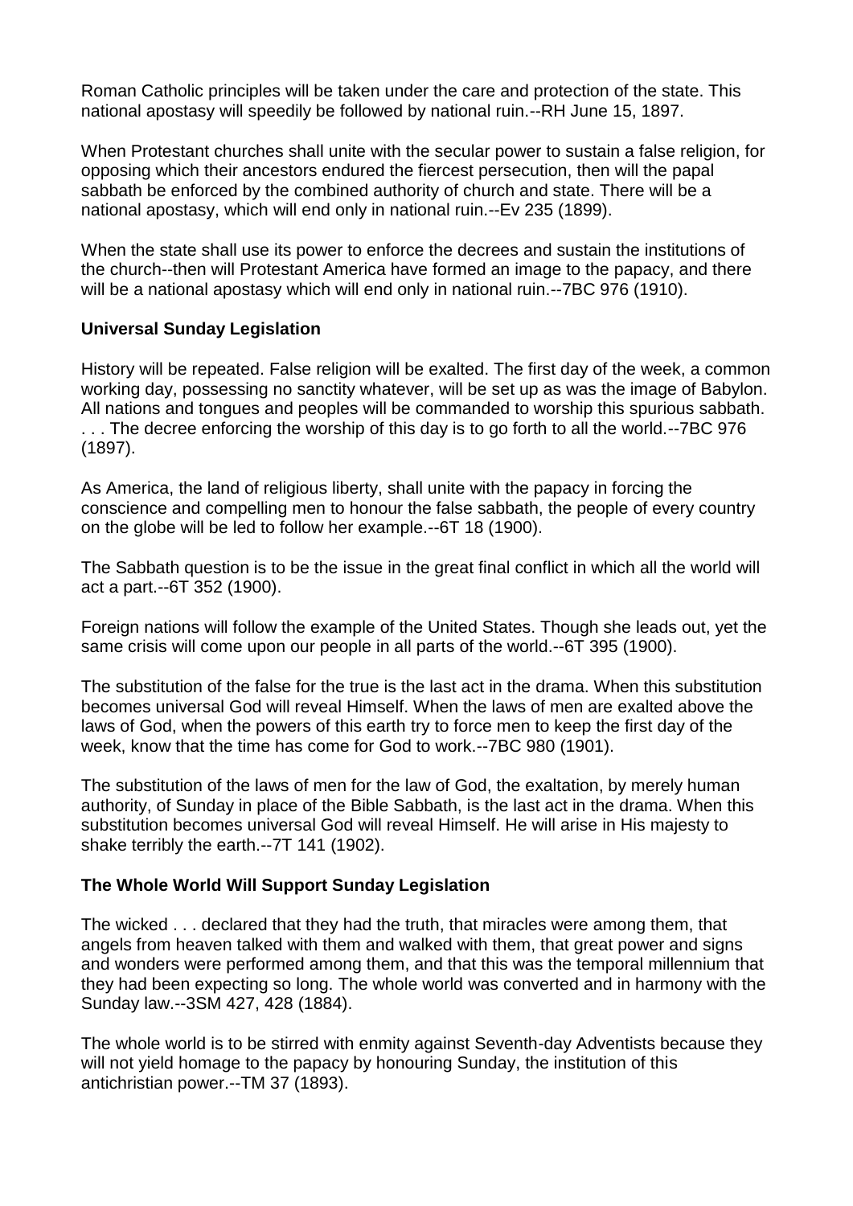Roman Catholic principles will be taken under the care and protection of the state. This national apostasy will speedily be followed by national ruin.--RH June 15, 1897.

When Protestant churches shall unite with the secular power to sustain a false religion, for opposing which their ancestors endured the fiercest persecution, then will the papal sabbath be enforced by the combined authority of church and state. There will be a national apostasy, which will end only in national ruin.--Ev 235 (1899).

When the state shall use its power to enforce the decrees and sustain the institutions of the church--then will Protestant America have formed an image to the papacy, and there will be a national apostasy which will end only in national ruin.--7BC 976 (1910).

**Universal Sunday Legislation**

History will be repeated. False religion will be exalted. The first day of the week, a common working day, possessing no sanctity whatever, will be set up as was the image of Babylon. All nations and tongues and peoples will be commanded to worship this spurious sabbath. . . . The decree enforcing the worship of this day is to go forth to all the world.--7BC 976 (1897).

As America, the land of religious liberty, shall unite with the papacy in forcing the conscience and compelling men to honour the false sabbath, the people of every country on the globe will be led to follow her example.--6T 18 (1900).

The Sabbath question is to be the issue in the great final conflict in which all the world will act a part.--6T 352 (1900).

Foreign nations will follow the example of the United States. Though she leads out, yet the same crisis will come upon our people in all parts of the world.--6T 395 (1900).

The substitution of the false for the true is the last act in the drama. When this substitution becomes universal God will reveal Himself. When the laws of men are exalted above the laws of God, when the powers of this earth try to force men to keep the first day of the week, know that the time has come for God to work.--7BC 980 (1901).

The substitution of the laws of men for the law of God, the exaltation, by merely human authority, of Sunday in place of the Bible Sabbath, is the last act in the drama. When this substitution becomes universal God will reveal Himself. He will arise in His majesty to shake terribly the earth.--7T 141 (1902).

**The Whole World Will Support Sunday Legislation**

The wicked . . . declared that they had the truth, that miracles were among them, that angels from heaven talked with them and walked with them, that great power and signs and wonders were performed among them, and that this was the temporal millennium that they had been expecting so long. The whole world was converted and in harmony with the Sunday law.--3SM 427, 428 (1884).

The whole world is to be stirred with enmity against Seventh-day Adventists because they will not yield homage to the papacy by honouring Sunday, the institution of this antichristian power.--TM 37 (1893).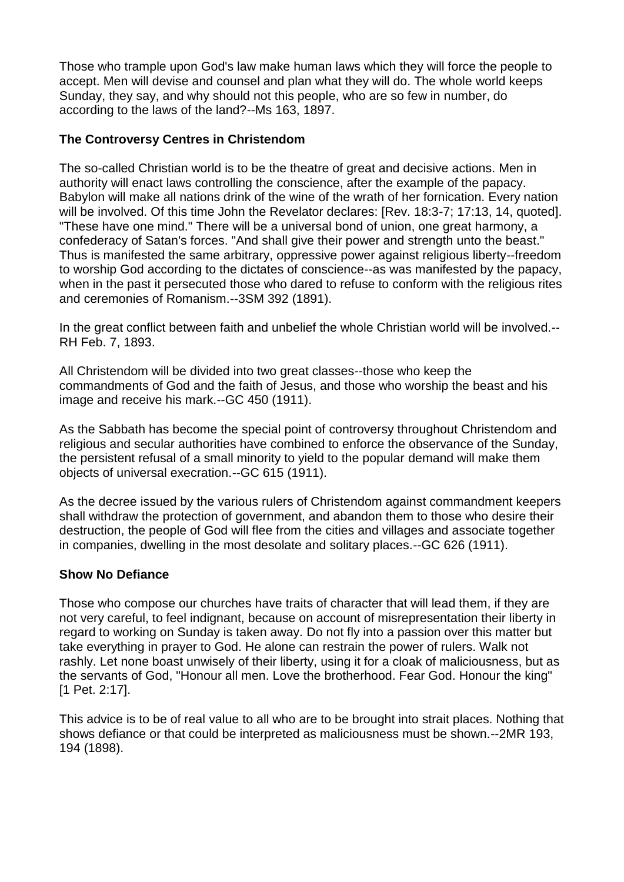Those who trample upon God's law make human laws which they will force the people to accept. Men will devise and counsel and plan what they will do. The whole world keeps Sunday, they say, and why should not this people, who are so few in number, do according to the laws of the land?--Ms 163, 1897.

**The Controversy Centres in Christendom**

The so-called Christian world is to be the theatre of great and decisive actions. Men in authority will enact laws controlling the conscience, after the example of the papacy. Babylon will make all nations drink of the wine of the wrath of her fornication. Every nation will be involved. Of this time John the Revelator declares: [Rev. 18:3-7; 17:13, 14, quoted]. "These have one mind." There will be a universal bond of union, one great harmony, a confederacy of Satan's forces. "And shall give their power and strength unto the beast." Thus is manifested the same arbitrary, oppressive power against religious liberty--freedom to worship God according to the dictates of conscience--as was manifested by the papacy, when in the past it persecuted those who dared to refuse to conform with the religious rites and ceremonies of Romanism.--3SM 392 (1891).

In the great conflict between faith and unbelief the whole Christian world will be involved.--RH Feb. 7, 1893.

All Christendom will be divided into two great classes--those who keep the commandments of God and the faith of Jesus, and those who worship the beast and his image and receive his mark.--GC 450 (1911).

As the Sabbath has become the special point of controversy throughout Christendom and religious and secular authorities have combined to enforce the observance of the Sunday, the persistent refusal of a small minority to yield to the popular demand will make them objects of universal execration.--GC 615 (1911).

As the decree issued by the various rulers of Christendom against commandment keepers shall withdraw the protection of government, and abandon them to those who desire their destruction, the people of God will flee from the cities and villages and associate together in companies, dwelling in the most desolate and solitary places.--GC 626 (1911).

**Show No Defiance**

Those who compose our churches have traits of character that will lead them, if they are not very careful, to feel indignant, because on account of misrepresentation their liberty in regard to working on Sunday is taken away. Do not fly into a passion over this matter but take everything in prayer to God. He alone can restrain the power of rulers. Walk not rashly. Let none boast unwisely of their liberty, using it for a cloak of maliciousness, but as the servants of God, "Honour all men. Love the brotherhood. Fear God. Honour the king" [1 Pet. 2:17].

This advice is to be of real value to all who are to be brought into strait places. Nothing that shows defiance or that could be interpreted as maliciousness must be shown.--2MR 193, 194 (1898).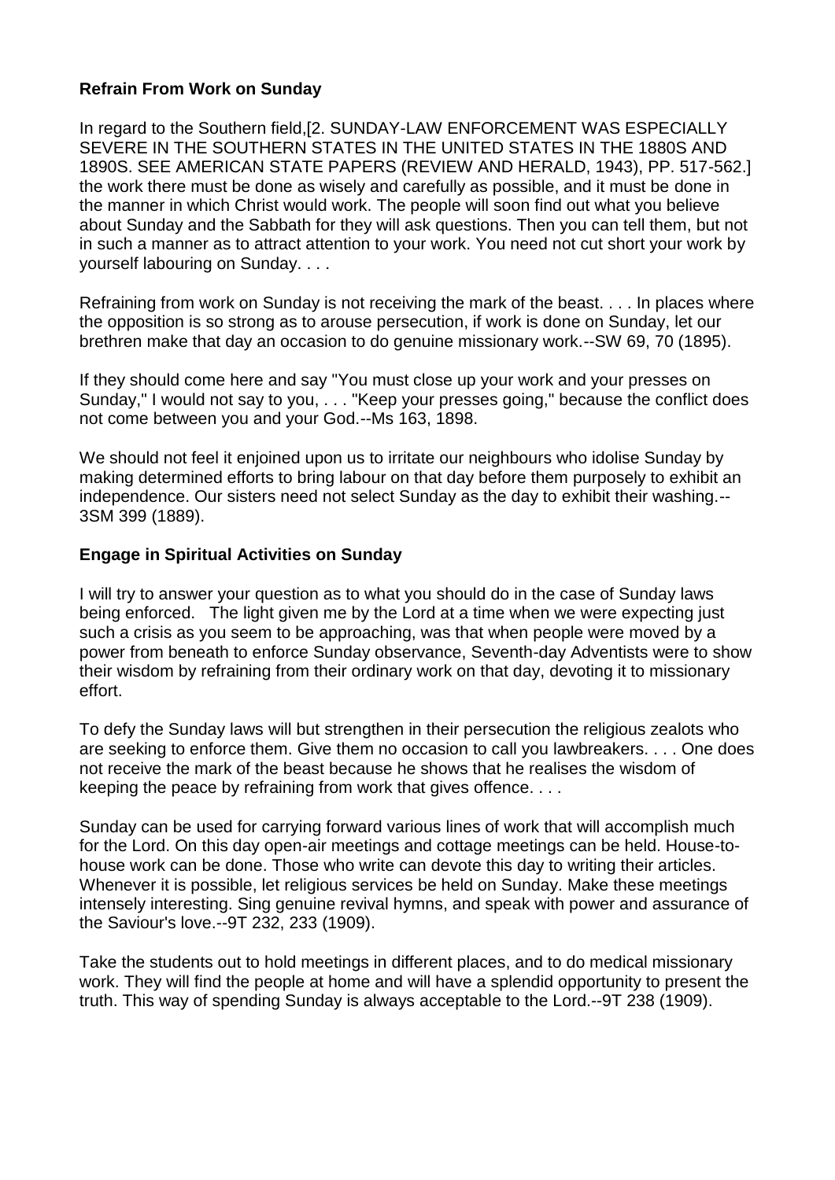**Refrain From Work on Sunday**

In regard to the Southern field,[2. SUNDAY-LAW ENFORCEMENT WAS ESPECIALLY SEVERE IN THE SOUTHERN STATES IN THE UNITED STATES IN THE 1880S AND 1890S. SEE AMERICAN STATE PAPERS (REVIEW AND HERALD, 1943), PP. 517-562.] the work there must be done as wisely and carefully as possible, and it must be done in the manner in which Christ would work. The people will soon find out what you believe about Sunday and the Sabbath for they will ask questions. Then you can tell them, but not in such a manner as to attract attention to your work. You need not cut short your work by yourself labouring on Sunday. . . .

Refraining from work on Sunday is not receiving the mark of the beast. . . . In places where the opposition is so strong as to arouse persecution, if work is done on Sunday, let our brethren make that day an occasion to do genuine missionary work.--SW 69, 70 (1895).

If they should come here and say "You must close up your work and your presses on Sunday," I would not say to you, . . . "Keep your presses going," because the conflict does not come between you and your God.--Ms 163, 1898.

We should not feel it enjoined upon us to irritate our neighbours who idolise Sunday by making determined efforts to bring labour on that day before them purposely to exhibit an independence. Our sisters need not select Sunday as the day to exhibit their washing.--3SM 399 (1889).

**Engage in Spiritual Activities on Sunday**

I will try to answer your question as to what you should do in the case of Sunday laws being enforced. The light given me by the Lord at a time when we were expecting just such a crisis as you seem to be approaching, was that when people were moved by a power from beneath to enforce Sunday observance, Seventh-day Adventists were to show their wisdom by refraining from their ordinary work on that day, devoting it to missionary effort.

To defy the Sunday laws will but strengthen in their persecution the religious zealots who are seeking to enforce them. Give them no occasion to call you lawbreakers. . . . One does not receive the mark of the beast because he shows that he realises the wisdom of keeping the peace by refraining from work that gives offence. . . .

Sunday can be used for carrying forward various lines of work that will accomplish much for the Lord. On this day open-air meetings and cottage meetings can be held. House-to-house work can be done. Those who write can devote this day to writing their articles. Whenever it is possible, let religious services be held on Sunday. Make these meetings intensely interesting. Sing genuine revival hymns, and speak with power and assurance of the Saviour's love.--9T 232, 233 (1909).

Take the students out to hold meetings in different places, and to do medical missionary work. They will find the people at home and will have a splendid opportunity to present the truth. This way of spending Sunday is always acceptable to the Lord.--9T 238 (1909).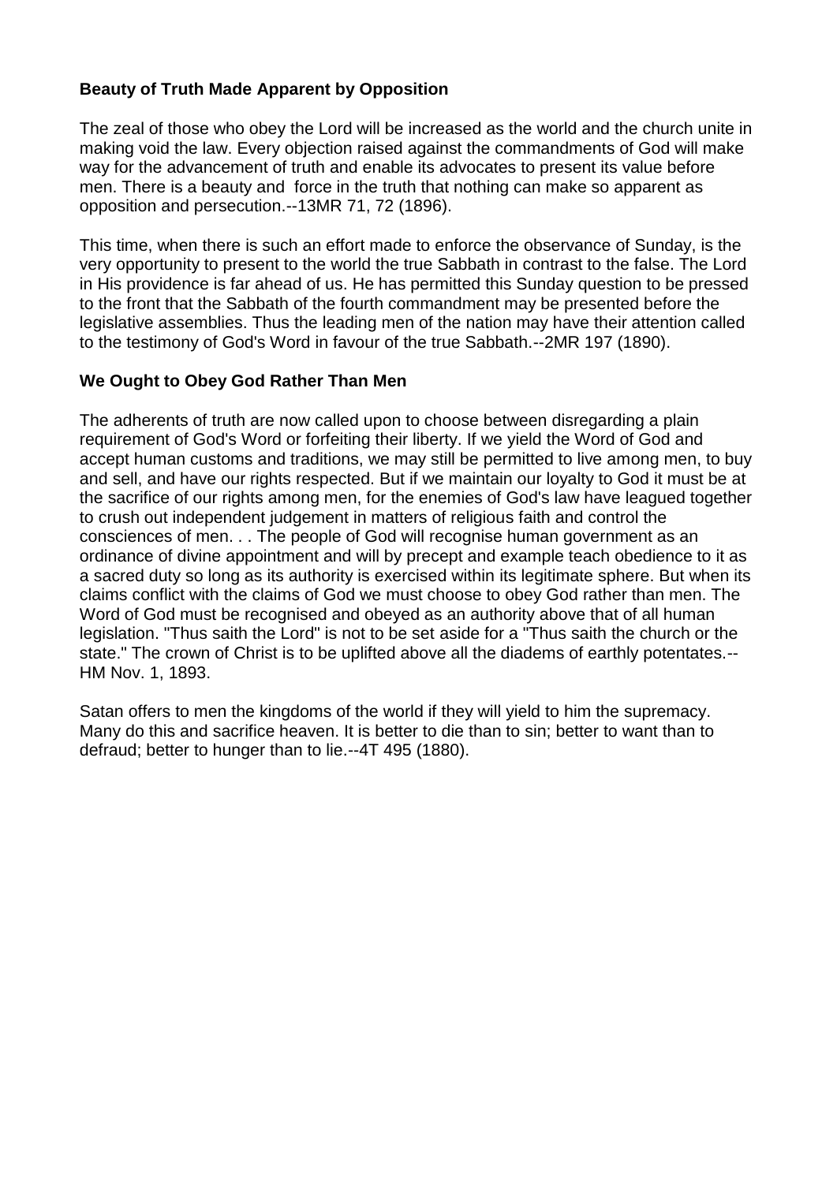### Beauty of Truth Made Apparent by Opposition

The zeal of those who obey the Lord will be increased as the world and the church unite in making void the law. Every objection raised against the commandments of God will make way for the advancement of truth and enable its advocates to present its value before men. There is a beauty and force in the truth that nothing can make so apparent as opposition and persecution.--13MR 71, 72 (1896).

This time, when there is such an effort made to enforce the observance of Sunday, is the very opportunity to present to the world the true Sabbath in contrast to the false. The Lord in His providence is far ahead of us. He has permitted this Sunday question to be pressed to the front that the Sabbath of the fourth commandment may be presented before the legislative assemblies. Thus the leading men of the nation may have their attention called to the testimony of God's Word in favour of the true Sabbath.--2MR 197 (1890).

### We Ought to Obey God Rather Than Men

The adherents of truth are now called upon to choose between disregarding a plain requirement of God's Word or forfeiting their liberty. If we yield the Word of God and accept human customs and traditions, we may still be permitted to live among men, to buy and sell, and have our rights respected. But if we maintain our loyalty to God it must be at the sacrifice of our rights among men, for the enemies of God's law have leagued together to crush out independent judgement in matters of religious faith and control the consciences of men. . . The people of God will recognise human government as an ordinance of divine appointment and will by precept and example teach obedience to it as a sacred duty so long as its authority is exercised within its legitimate sphere. But when its claims conflict with the claims of God we must choose to obey God rather than men. The Word of God must be recognised and obeyed as an authority above that of all human legislation. "Thus saith the Lord" is not to be set aside for a "Thus saith the church or the state." The crown of Christ is to be uplifted above all the diadems of earthly potentates.--HM Nov. 1, 1893.

Satan offers to men the kingdoms of the world if they will yield to him the supremacy. Many do this and sacrifice heaven. It is better to die than to sin; better to want than to defraud; better to hunger than to lie.--4T 495 (1880).